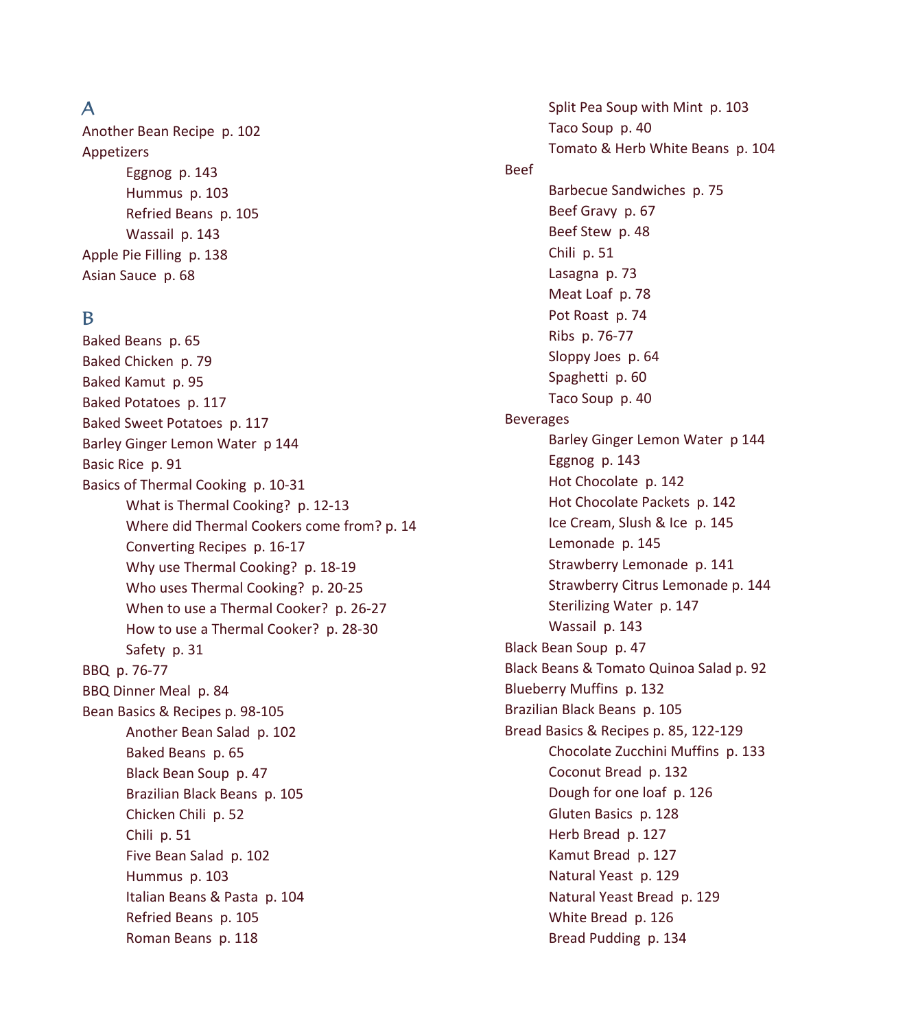## A

Another Bean Recipe p. 102

Appetizers

- Eggnog p. 143
- Hummus p. 103
- Refried Beans p. 105
- Wassail p. 143

Apple Pie Filling p. 138

Asian Sauce p. 68

## B

Baked Beans p. 65

Baked Chicken p. 79

Baked Kamut p. 95

Baked Potatoes p. 117

Baked Sweet Potatoes p. 117

Barley Ginger Lemon Water p 144

Basic Rice p. 91

Basics of Thermal Cooking p. 10-31

- What is Thermal Cooking? p. 12-13
- Where did Thermal Cookers come from? p. 14
- Converting Recipes p. 16-17
- Why use Thermal Cooking? p. 18-19
- Who uses Thermal Cooking? p. 20-25
- When to use a Thermal Cooker? p. 26-27
- How to use a Thermal Cooker? p. 28-30
- Safety p. 31

BBQ p. 76-77

BBQ Dinner Meal p. 84

Bean Basics & Recipes p. 98-105

- Another Bean Salad p. 102
- Baked Beans p. 65
- Black Bean Soup p. 47
- Brazilian Black Beans p. 105
- Chicken Chili p. 52
- Chili p. 51
- Five Bean Salad p. 102
- Hummus p. 103
- Italian Beans & Pasta p. 104
- Refried Beans p. 105
- Roman Beans p. 118
- Split Pea Soup with Mint p. 103
- Taco Soup p. 40
- Tomato & Herb White Beans p. 104

Beef

- Barbecue Sandwiches p. 75
- Beef Gravy p. 67
- Beef Stew p. 48
- Chili p. 51
- Lasagna p. 73
- Meat Loaf p. 78
- Pot Roast p. 74
- Ribs p. 76-77
- Sloppy Joes p. 64
- Spaghetti p. 60
- Taco Soup p. 40

Beverages

- Barley Ginger Lemon Water p 144
- Eggnog p. 143
- Hot Chocolate p. 142
- Hot Chocolate Packets p. 142
- Ice Cream, Slush & Ice p. 145
- Lemonade p. 145
- Strawberry Lemonade p. 141
- Strawberry Citrus Lemonade p. 144
- Sterilizing Water p. 147
- Wassail p. 143

Black Bean Soup p. 47

Black Beans & Tomato Quinoa Salad p. 92

Blueberry Muffins p. 132

Brazilian Black Beans p. 105

Bread Basics & Recipes p. 85, 122-129

- Chocolate Zucchini Muffins p. 133
- Coconut Bread p. 132
- Dough for one loaf p. 126
- Gluten Basics p. 128
- Herb Bread p. 127
- Kamut Bread p. 127
- Natural Yeast p. 129
- Natural Yeast Bread p. 129
- White Bread p. 126
- Bread Pudding p. 134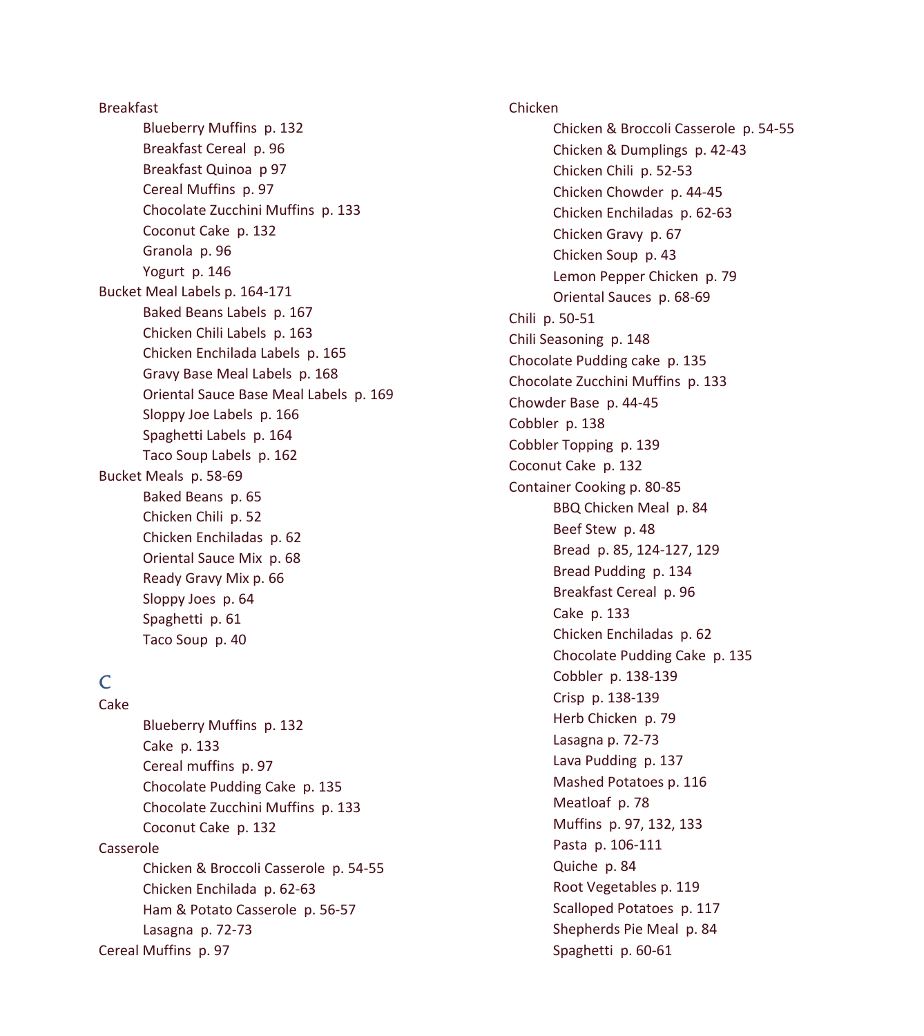Breakfast
- Blueberry Muffins p. 132
- Breakfast Cereal p. 96
- Breakfast Quinoa p 97
- Cereal Muffins p. 97
- Chocolate Zucchini Muffins p. 133
- Coconut Cake p. 132
- Granola p. 96
- Yogurt p. 146

Bucket Meal Labels p. 164-171
- Baked Beans Labels p. 167
- Chicken Chili Labels p. 163
- Chicken Enchilada Labels p. 165
- Gravy Base Meal Labels p. 168
- Oriental Sauce Base Meal Labels p. 169
- Sloppy Joe Labels p. 166
- Spaghetti Labels p. 164
- Taco Soup Labels p. 162

Bucket Meals p. 58-69
- Baked Beans p. 65
- Chicken Chili p. 52
- Chicken Enchiladas p. 62
- Oriental Sauce Mix p. 68
- Ready Gravy Mix p. 66
- Sloppy Joes p. 64
- Spaghetti p. 61
- Taco Soup p. 40

## C

Cake
- Blueberry Muffins p. 132
- Cake p. 133
- Cereal muffins p. 97
- Chocolate Pudding Cake p. 135
- Chocolate Zucchini Muffins p. 133
- Coconut Cake p. 132

Casserole
- Chicken & Broccoli Casserole p. 54-55
- Chicken Enchilada p. 62-63
- Ham & Potato Casserole p. 56-57
- Lasagna p. 72-73

Cereal Muffins p. 97

Chicken
- Chicken & Broccoli Casserole p. 54-55
- Chicken & Dumplings p. 42-43
- Chicken Chili p. 52-53
- Chicken Chowder p. 44-45
- Chicken Enchiladas p. 62-63
- Chicken Gravy p. 67
- Chicken Soup p. 43
- Lemon Pepper Chicken p. 79
- Oriental Sauces p. 68-69

Chili p. 50-51

Chili Seasoning p. 148

Chocolate Pudding cake p. 135

Chocolate Zucchini Muffins p. 133

Chowder Base p. 44-45

Cobbler p. 138

Cobbler Topping p. 139

Coconut Cake p. 132

Container Cooking p. 80-85
- BBQ Chicken Meal p. 84
- Beef Stew p. 48
- Bread p. 85, 124-127, 129
- Bread Pudding p. 134
- Breakfast Cereal p. 96
- Cake p. 133
- Chicken Enchiladas p. 62
- Chocolate Pudding Cake p. 135
- Cobbler p. 138-139
- Crisp p. 138-139
- Herb Chicken p. 79
- Lasagna p. 72-73
- Lava Pudding p. 137
- Mashed Potatoes p. 116
- Meatloaf p. 78
- Muffins p. 97, 132, 133
- Pasta p. 106-111
- Quiche p. 84
- Root Vegetables p. 119
- Scalloped Potatoes p. 117
- Shepherds Pie Meal p. 84
- Spaghetti p. 60-61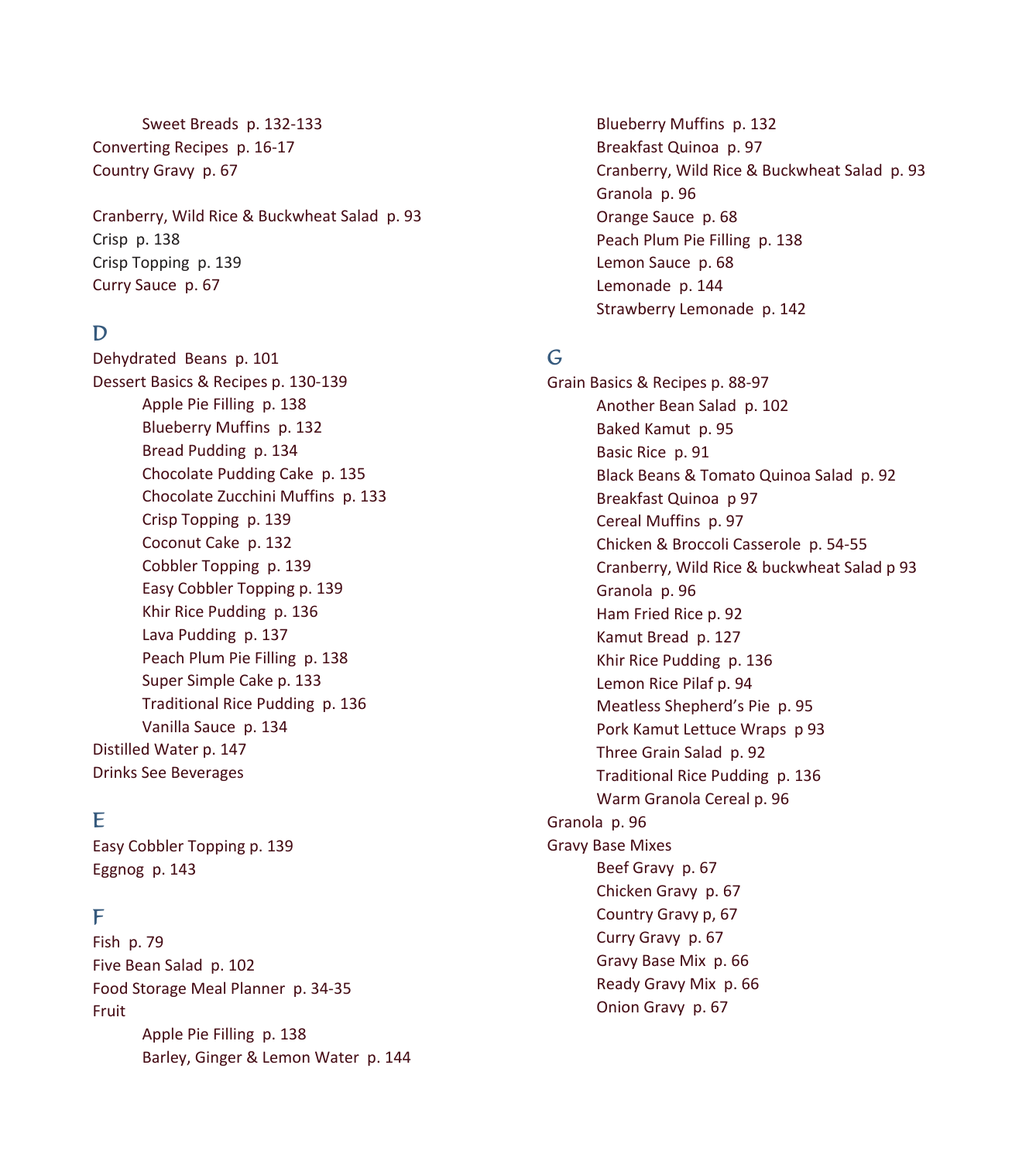Sweet Breads  p. 132-133

Converting Recipes  p. 16-17

Country Gravy  p. 67

Cranberry, Wild Rice & Buckwheat Salad  p. 93

Crisp  p. 138

Crisp Topping  p. 139

Curry Sauce  p. 67

## D

Dehydrated  Beans  p. 101

Dessert Basics & Recipes p. 130-139

- Apple Pie Filling  p. 138
- Blueberry Muffins  p. 132
- Bread Pudding  p. 134
- Chocolate Pudding Cake  p. 135
- Chocolate Zucchini Muffins  p. 133
- Crisp Topping  p. 139
- Coconut Cake  p. 132
- Cobbler Topping  p. 139
- Easy Cobbler Topping p. 139
- Khir Rice Pudding  p. 136
- Lava Pudding  p. 137
- Peach Plum Pie Filling  p. 138
- Super Simple Cake p. 133
- Traditional Rice Pudding  p. 136
- Vanilla Sauce  p. 134

Distilled Water p. 147

Drinks See Beverages

## E

Easy Cobbler Topping p. 139

Eggnog  p. 143

## F

Fish  p. 79

Five Bean Salad  p. 102

Food Storage Meal Planner  p. 34-35

Fruit

- Apple Pie Filling  p. 138
- Barley, Ginger & Lemon Water  p. 144
- Blueberry Muffins  p. 132
- Breakfast Quinoa  p. 97
- Cranberry, Wild Rice & Buckwheat Salad  p. 93
- Granola  p. 96
- Orange Sauce  p. 68
- Peach Plum Pie Filling  p. 138
- Lemon Sauce  p. 68
- Lemonade  p. 144
- Strawberry Lemonade  p. 142

## G

Grain Basics & Recipes p. 88-97

- Another Bean Salad  p. 102
- Baked Kamut  p. 95
- Basic Rice  p. 91
- Black Beans & Tomato Quinoa Salad  p. 92
- Breakfast Quinoa  p 97
- Cereal Muffins  p. 97
- Chicken & Broccoli Casserole  p. 54-55
- Cranberry, Wild Rice & buckwheat Salad p 93
- Granola  p. 96
- Ham Fried Rice p. 92
- Kamut Bread  p. 127
- Khir Rice Pudding  p. 136
- Lemon Rice Pilaf p. 94
- Meatless Shepherd's Pie  p. 95
- Pork Kamut Lettuce Wraps  p 93
- Three Grain Salad  p. 92
- Traditional Rice Pudding  p. 136
- Warm Granola Cereal p. 96

Granola  p. 96

Gravy Base Mixes

- Beef Gravy  p. 67
- Chicken Gravy  p. 67
- Country Gravy p, 67
- Curry Gravy  p. 67
- Gravy Base Mix  p. 66
- Ready Gravy Mix  p. 66
- Onion Gravy  p. 67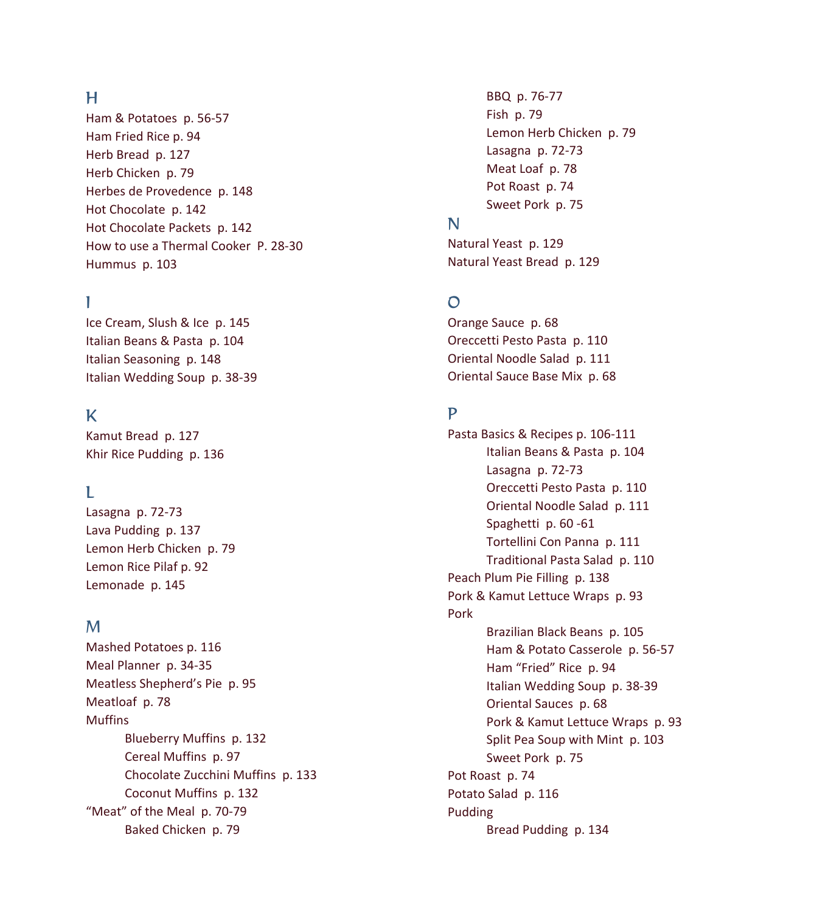## H

Ham & Potatoes p. 56-57
Ham Fried Rice p. 94
Herb Bread p. 127
Herb Chicken p. 79
Herbes de Provedence p. 148
Hot Chocolate p. 142
Hot Chocolate Packets p. 142
How to use a Thermal Cooker P. 28-30
Hummus p. 103

## I

Ice Cream, Slush & Ice p. 145
Italian Beans & Pasta p. 104
Italian Seasoning p. 148
Italian Wedding Soup p. 38-39

## K

Kamut Bread p. 127
Khir Rice Pudding p. 136

## L

Lasagna p. 72-73
Lava Pudding p. 137
Lemon Herb Chicken p. 79
Lemon Rice Pilaf p. 92
Lemonade p. 145

## M

Mashed Potatoes p. 116
Meal Planner p. 34-35
Meatless Shepherd's Pie p. 95
Meatloaf p. 78
Muffins
- Blueberry Muffins p. 132
- Cereal Muffins p. 97
- Chocolate Zucchini Muffins p. 133
- Coconut Muffins p. 132

"Meat" of the Meal p. 70-79
- Baked Chicken p. 79
- BBQ p. 76-77
- Fish p. 79
- Lemon Herb Chicken p. 79
- Lasagna p. 72-73
- Meat Loaf p. 78
- Pot Roast p. 74
- Sweet Pork p. 75

## N

Natural Yeast p. 129
Natural Yeast Bread p. 129

## O

Orange Sauce p. 68
Oreccetti Pesto Pasta p. 110
Oriental Noodle Salad p. 111
Oriental Sauce Base Mix p. 68

## P

Pasta Basics & Recipes p. 106-111
- Italian Beans & Pasta p. 104
- Lasagna p. 72-73
- Oreccetti Pesto Pasta p. 110
- Oriental Noodle Salad p. 111
- Spaghetti p. 60 -61
- Tortellini Con Panna p. 111
- Traditional Pasta Salad p. 110

Peach Plum Pie Filling p. 138
Pork & Kamut Lettuce Wraps p. 93
Pork
- Brazilian Black Beans p. 105
- Ham & Potato Casserole p. 56-57
- Ham "Fried" Rice p. 94
- Italian Wedding Soup p. 38-39
- Oriental Sauces p. 68
- Pork & Kamut Lettuce Wraps p. 93
- Split Pea Soup with Mint p. 103
- Sweet Pork p. 75

Pot Roast p. 74
Potato Salad p. 116
Pudding
- Bread Pudding p. 134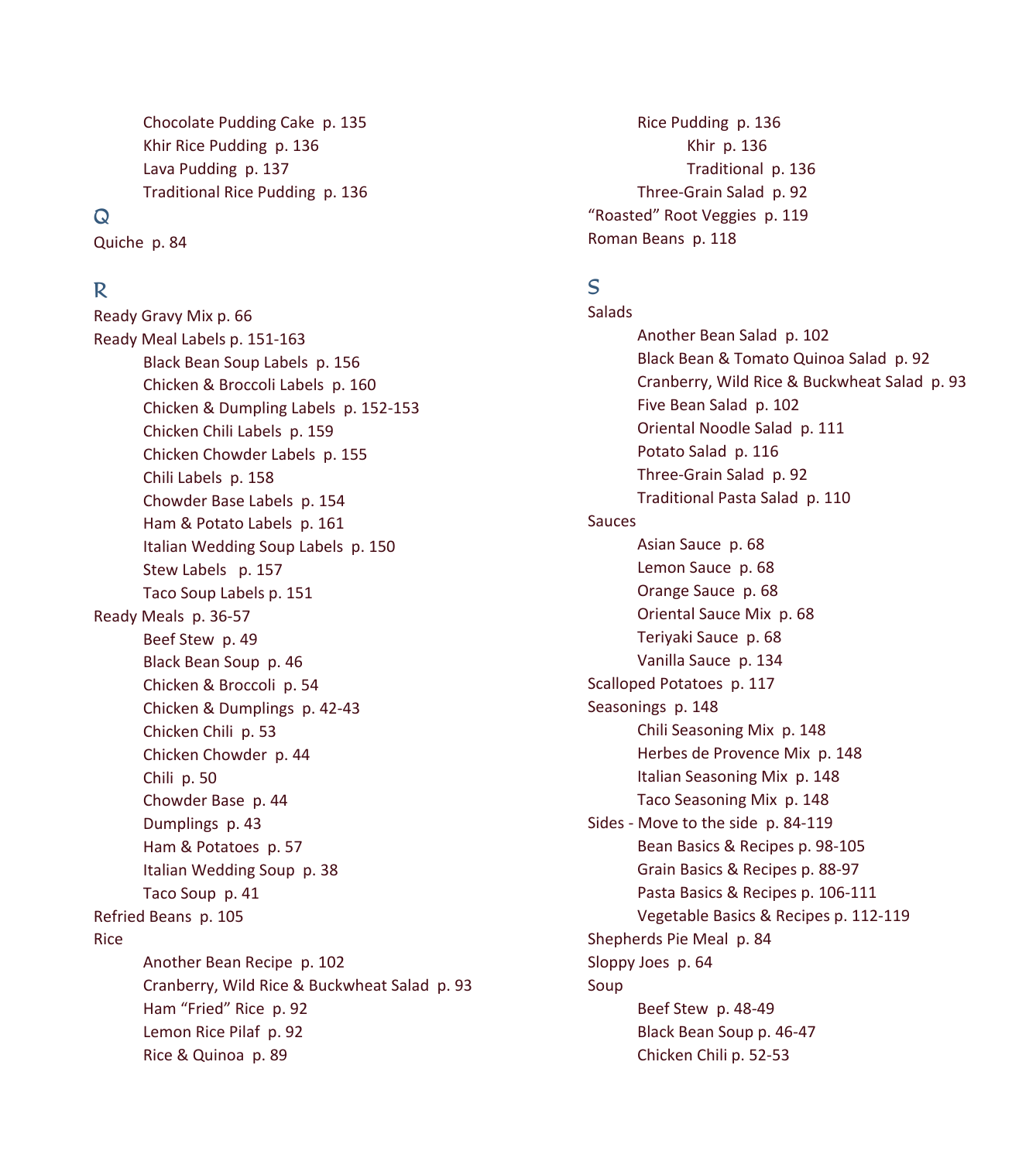- Chocolate Pudding Cake  p. 135
- Khir Rice Pudding  p. 136
- Lava Pudding  p. 137
- Traditional Rice Pudding  p. 136

## Q

Quiche  p. 84

## R

Ready Gravy Mix p. 66

Ready Meal Labels p. 151-163

- Black Bean Soup Labels  p. 156
- Chicken & Broccoli Labels  p. 160
- Chicken & Dumpling Labels  p. 152-153
- Chicken Chili Labels  p. 159
- Chicken Chowder Labels  p. 155
- Chili Labels  p. 158
- Chowder Base Labels  p. 154
- Ham & Potato Labels  p. 161
- Italian Wedding Soup Labels  p. 150
- Stew Labels   p. 157
- Taco Soup Labels p. 151

Ready Meals  p. 36-57

- Beef Stew  p. 49
- Black Bean Soup  p. 46
- Chicken & Broccoli  p. 54
- Chicken & Dumplings  p. 42-43
- Chicken Chili  p. 53
- Chicken Chowder  p. 44
- Chili  p. 50
- Chowder Base  p. 44
- Dumplings  p. 43
- Ham & Potatoes  p. 57
- Italian Wedding Soup  p. 38
- Taco Soup  p. 41

Refried Beans  p. 105

Rice

- Another Bean Recipe  p. 102
- Cranberry, Wild Rice & Buckwheat Salad  p. 93
- Ham “Fried” Rice  p. 92
- Lemon Rice Pilaf  p. 92
- Rice & Quinoa  p. 89
- Rice Pudding  p. 136
  - Khir  p. 136
  - Traditional  p. 136
- Three-Grain Salad  p. 92

“Roasted” Root Veggies  p. 119

Roman Beans  p. 118

## S

Salads

- Another Bean Salad  p. 102
- Black Bean & Tomato Quinoa Salad  p. 92
- Cranberry, Wild Rice & Buckwheat Salad  p. 93
- Five Bean Salad  p. 102
- Oriental Noodle Salad  p. 111
- Potato Salad  p. 116
- Three-Grain Salad  p. 92
- Traditional Pasta Salad  p. 110

Sauces

- Asian Sauce  p. 68
- Lemon Sauce  p. 68
- Orange Sauce  p. 68
- Oriental Sauce Mix  p. 68
- Teriyaki Sauce  p. 68
- Vanilla Sauce  p. 134

Scalloped Potatoes  p. 117

Seasonings  p. 148

- Chili Seasoning Mix  p. 148
- Herbes de Provence Mix  p. 148
- Italian Seasoning Mix  p. 148
- Taco Seasoning Mix  p. 148

Sides - Move to the side  p. 84-119

- Bean Basics & Recipes p. 98-105
- Grain Basics & Recipes p. 88-97
- Pasta Basics & Recipes p. 106-111
- Vegetable Basics & Recipes p. 112-119

Shepherds Pie Meal  p. 84

Sloppy Joes  p. 64

Soup

- Beef Stew  p. 48-49
- Black Bean Soup p. 46-47
- Chicken Chili p. 52-53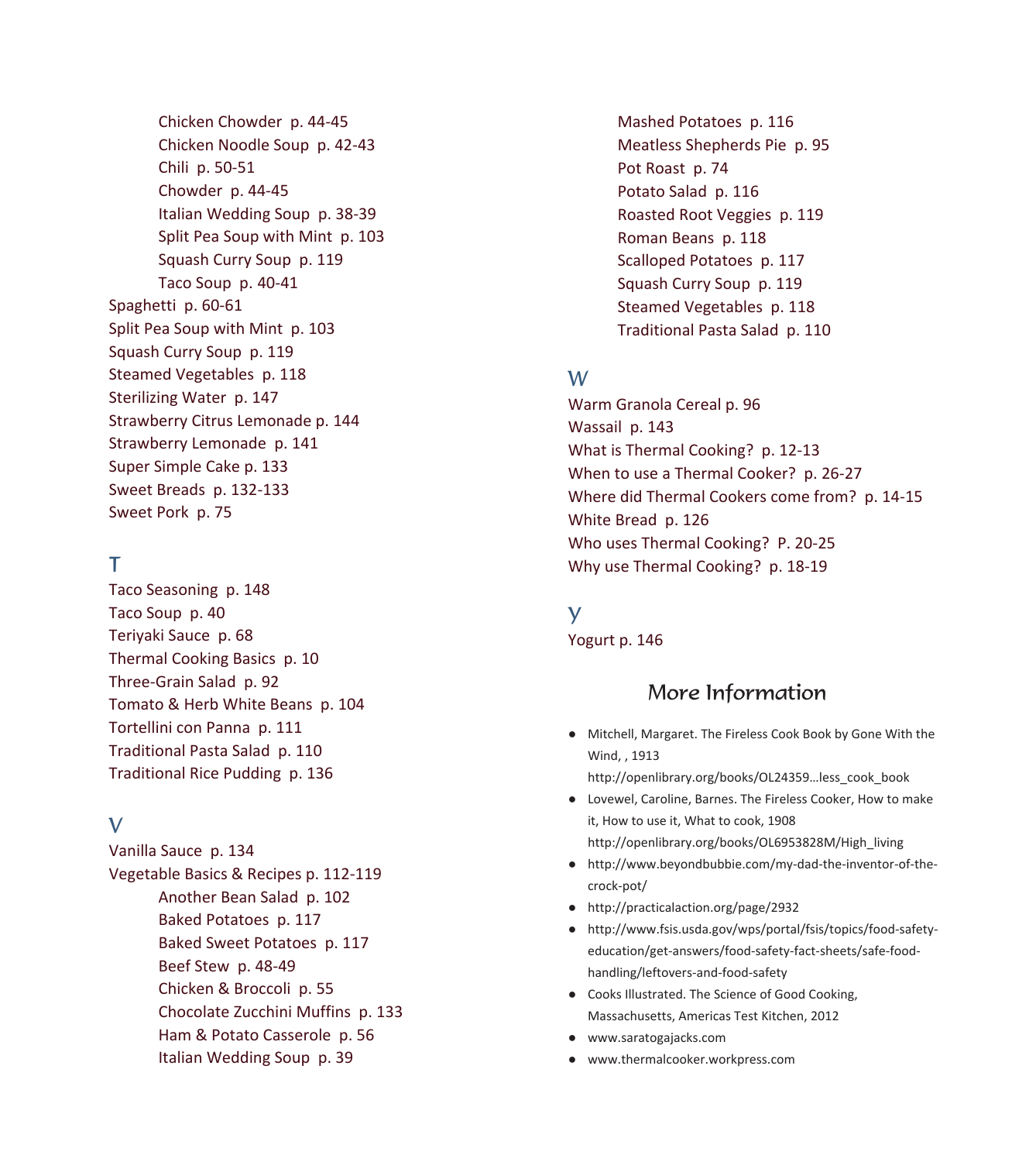- Chicken Chowder p. 44-45
- Chicken Noodle Soup p. 42-43
- Chili p. 50-51
- Chowder p. 44-45
- Italian Wedding Soup p. 38-39
- Split Pea Soup with Mint p. 103
- Squash Curry Soup p. 119
- Taco Soup p. 40-41

Spaghetti p. 60-61
Split Pea Soup with Mint p. 103
Squash Curry Soup p. 119
Steamed Vegetables p. 118
Sterilizing Water p. 147
Strawberry Citrus Lemonade p. 144
Strawberry Lemonade p. 141
Super Simple Cake p. 133
Sweet Breads p. 132-133
Sweet Pork p. 75

## T

Taco Seasoning p. 148
Taco Soup p. 40
Teriyaki Sauce p. 68
Thermal Cooking Basics p. 10
Three-Grain Salad p. 92
Tomato & Herb White Beans p. 104
Tortellini con Panna p. 111
Traditional Pasta Salad p. 110
Traditional Rice Pudding p. 136

## V

Vanilla Sauce p. 134
Vegetable Basics & Recipes p. 112-119

- Another Bean Salad p. 102
- Baked Potatoes p. 117
- Baked Sweet Potatoes p. 117
- Beef Stew p. 48-49
- Chicken & Broccoli p. 55
- Chocolate Zucchini Muffins p. 133
- Ham & Potato Casserole p. 56
- Italian Wedding Soup p. 39
- Mashed Potatoes p. 116
- Meatless Shepherds Pie p. 95
- Pot Roast p. 74
- Potato Salad p. 116
- Roasted Root Veggies p. 119
- Roman Beans p. 118
- Scalloped Potatoes p. 117
- Squash Curry Soup p. 119
- Steamed Vegetables p. 118
- Traditional Pasta Salad p. 110

## W

Warm Granola Cereal p. 96
Wassail p. 143
What is Thermal Cooking? p. 12-13
When to use a Thermal Cooker? p. 26-27
Where did Thermal Cookers come from? p. 14-15
White Bread p. 126
Who uses Thermal Cooking? P. 20-25
Why use Thermal Cooking? p. 18-19

## Y

Yogurt p. 146

## More Information

- Mitchell, Margaret. The Fireless Cook Book by Gone With the Wind, , 1913 http://openlibrary.org/books/OL24359…less_cook_book
- Lovewel, Caroline, Barnes. The Fireless Cooker, How to make it, How to use it, What to cook, 1908 http://openlibrary.org/books/OL6953828M/High_living
- http://www.beyondbubbie.com/my-dad-the-inventor-of-the-crock-pot/
- http://practicalaction.org/page/2932
- http://www.fsis.usda.gov/wps/portal/fsis/topics/food-safety-education/get-answers/food-safety-fact-sheets/safe-food-handling/leftovers-and-food-safety
- Cooks Illustrated. The Science of Good Cooking, Massachusetts, Americas Test Kitchen, 2012
- www.saratogajacks.com
- www.thermalcooker.workpress.com